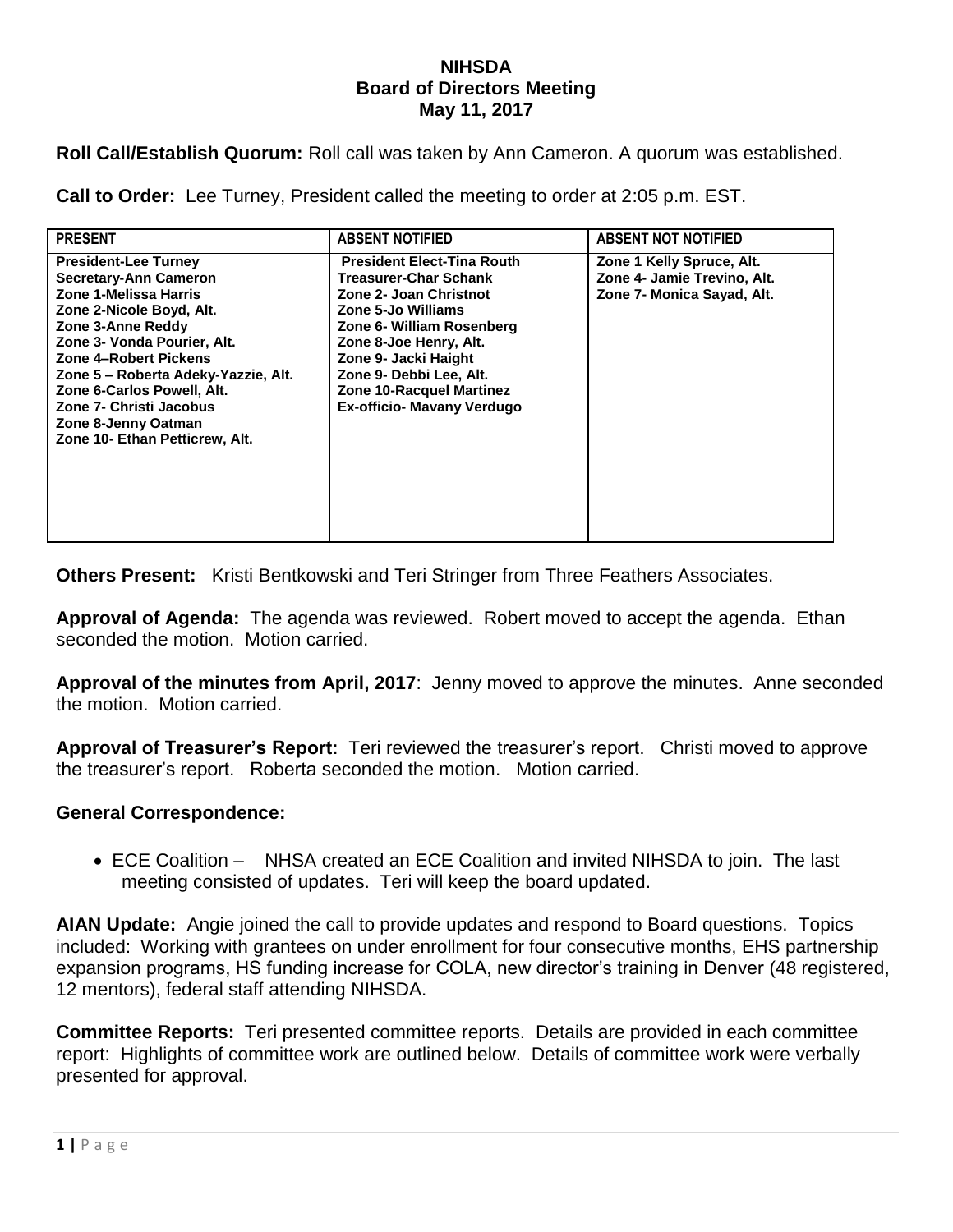# NIHSDA
## Board of Directors Meeting
## May 11, 2017

**Roll Call/Establish Quorum:** Roll call was taken by Ann Cameron. A quorum was established.

**Call to Order:** Lee Turney, President called the meeting to order at 2:05 p.m. EST.

| PRESENT | ABSENT NOTIFIED | ABSENT NOT NOTIFIED |
|---|---|---|
| **President-Lee Turney**<br>**Secretary-Ann Cameron**<br>**Zone 1-Melissa Harris**<br>**Zone 2-Nicole Boyd, Alt.**<br>**Zone 3-Anne Reddy**<br>**Zone 3- Vonda Pourier, Alt.**<br>**Zone 4–Robert Pickens**<br>**Zone 5 – Roberta Adeky-Yazzie, Alt.**<br>**Zone 6-Carlos Powell, Alt.**<br>**Zone 7- Christi Jacobus**<br>**Zone 8-Jenny Oatman**<br>**Zone 10- Ethan Petticrew, Alt.** | **President Elect-Tina Routh**<br>**Treasurer-Char Schank**<br>**Zone 2- Joan Christnot**<br>**Zone 5-Jo Williams**<br>**Zone 6- William Rosenberg**<br>**Zone 8-Joe Henry, Alt.**<br>**Zone 9- Jacki Haight**<br>**Zone 9- Debbi Lee, Alt.**<br>**Zone 10-Racquel Martinez**<br>**Ex-officio- Mavany Verdugo** | **Zone 1 Kelly Spruce, Alt.**<br>**Zone 4- Jamie Trevino, Alt.**<br>**Zone 7- Monica Sayad, Alt.** |

**Others Present:** Kristi Bentkowski and Teri Stringer from Three Feathers Associates.

**Approval of Agenda:** The agenda was reviewed. Robert moved to accept the agenda. Ethan seconded the motion. Motion carried.

**Approval of the minutes from April, 2017**: Jenny moved to approve the minutes. Anne seconded the motion. Motion carried.

**Approval of Treasurer's Report:** Teri reviewed the treasurer's report. Christi moved to approve the treasurer's report. Roberta seconded the motion. Motion carried.

**General Correspondence:**

- ECE Coalition – NHSA created an ECE Coalition and invited NIHSDA to join. The last meeting consisted of updates. Teri will keep the board updated.

**AIAN Update:** Angie joined the call to provide updates and respond to Board questions. Topics included: Working with grantees on under enrollment for four consecutive months, EHS partnership expansion programs, HS funding increase for COLA, new director's training in Denver (48 registered, 12 mentors), federal staff attending NIHSDA.

**Committee Reports:** Teri presented committee reports. Details are provided in each committee report: Highlights of committee work are outlined below. Details of committee work were verbally presented for approval.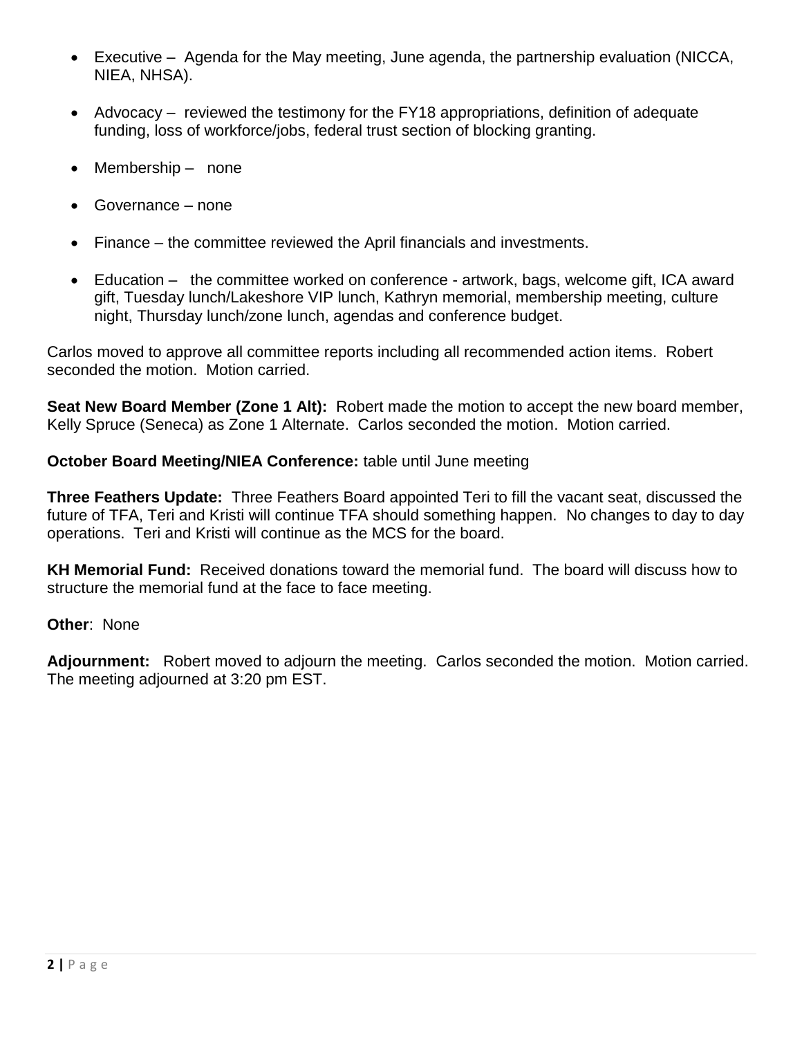- Executive – Agenda for the May meeting, June agenda, the partnership evaluation (NICCA, NIEA, NHSA).

- Advocacy – reviewed the testimony for the FY18 appropriations, definition of adequate funding, loss of workforce/jobs, federal trust section of blocking granting.

- Membership – none

- Governance – none

- Finance – the committee reviewed the April financials and investments.

- Education – the committee worked on conference - artwork, bags, welcome gift, ICA award gift, Tuesday lunch/Lakeshore VIP lunch, Kathryn memorial, membership meeting, culture night, Thursday lunch/zone lunch, agendas and conference budget.

Carlos moved to approve all committee reports including all recommended action items. Robert seconded the motion. Motion carried.

**Seat New Board Member (Zone 1 Alt):** Robert made the motion to accept the new board member, Kelly Spruce (Seneca) as Zone 1 Alternate. Carlos seconded the motion. Motion carried.

**October Board Meeting/NIEA Conference:** table until June meeting

**Three Feathers Update:** Three Feathers Board appointed Teri to fill the vacant seat, discussed the future of TFA, Teri and Kristi will continue TFA should something happen. No changes to day to day operations. Teri and Kristi will continue as the MCS for the board.

**KH Memorial Fund:** Received donations toward the memorial fund. The board will discuss how to structure the memorial fund at the face to face meeting.

**Other**: None

**Adjournment:** Robert moved to adjourn the meeting. Carlos seconded the motion. Motion carried. The meeting adjourned at 3:20 pm EST.